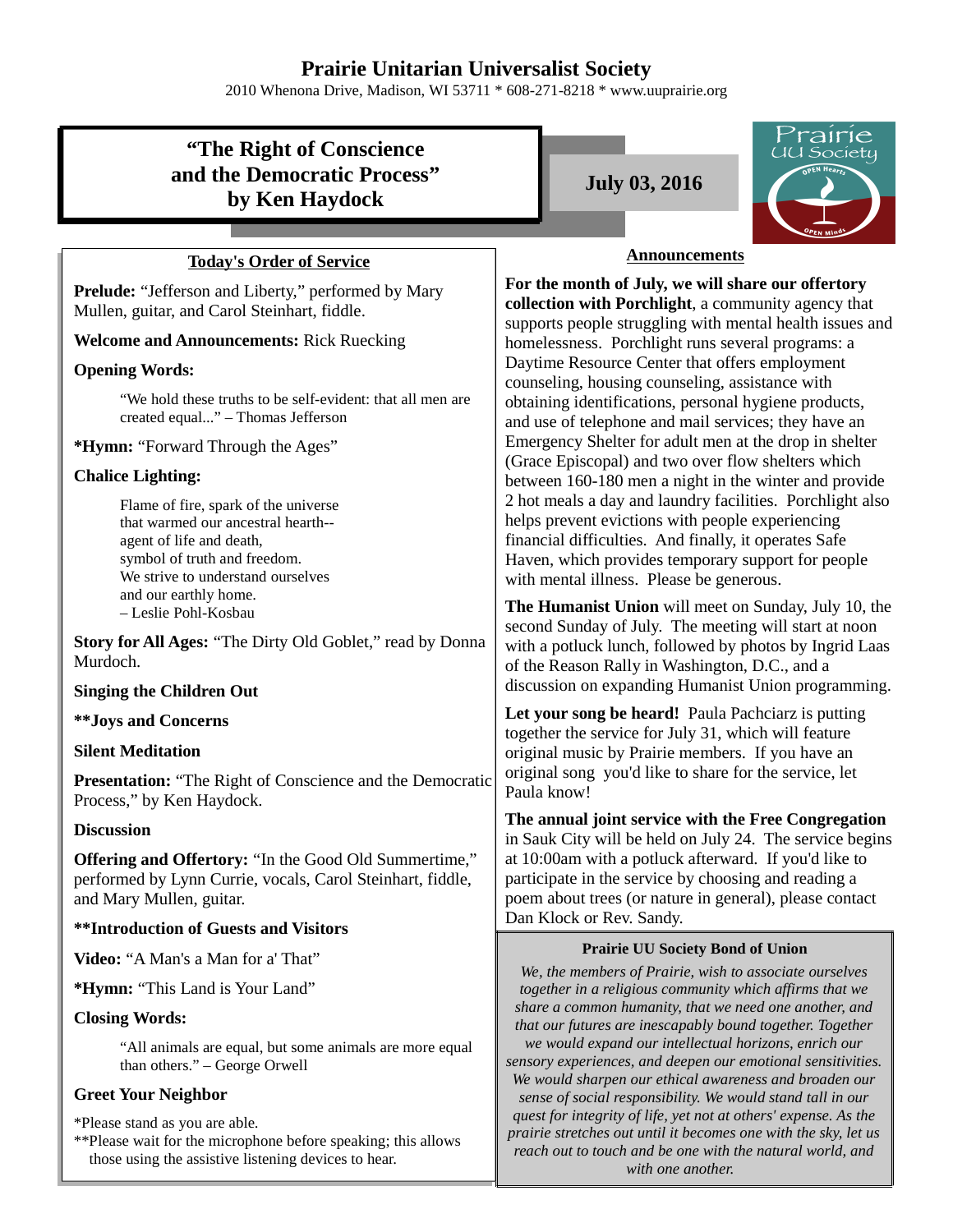# Prairie Unitarian Universalist Society

2010 Whenona Drive, Madison, WI 53711 * 608-271-8218 * www.uuprairie.org

## "The Right of Conscience and the Democratic Process" by Ken Haydock

**July 03, 2016**

### Today's Order of Service

**Prelude:** "Jefferson and Liberty," performed by Mary Mullen, guitar, and Carol Steinhart, fiddle.

**Welcome and Announcements:** Rick Ruecking

**Opening Words:**

> "We hold these truths to be self-evident: that all men are created equal..." – Thomas Jefferson

***Hymn:** "Forward Through the Ages"

**Chalice Lighting:**

> Flame of fire, spark of the universe
> that warmed our ancestral hearth--
> agent of life and death,
> symbol of truth and freedom.
> We strive to understand ourselves
> and our earthly home.
> – Leslie Pohl-Kosbau

**Story for All Ages:** "The Dirty Old Goblet," read by Donna Murdoch.

**Singing the Children Out**

****Joys and Concerns**

**Silent Meditation**

**Presentation:** "The Right of Conscience and the Democratic Process," by Ken Haydock.

**Discussion**

**Offering and Offertory:** "In the Good Old Summertime," performed by Lynn Currie, vocals, Carol Steinhart, fiddle, and Mary Mullen, guitar.

****Introduction of Guests and Visitors**

**Video:** "A Man's a Man for a' That"

***Hymn:** "This Land is Your Land"

**Closing Words:**

> "All animals are equal, but some animals are more equal than others." – George Orwell

**Greet Your Neighbor**

*Please stand as you are able.
**Please wait for the microphone before speaking; this allows those using the assistive listening devices to hear.

### Announcements

**For the month of July, we will share our offertory collection with Porchlight**, a community agency that supports people struggling with mental health issues and homelessness. Porchlight runs several programs: a Daytime Resource Center that offers employment counseling, housing counseling, assistance with obtaining identifications, personal hygiene products, and use of telephone and mail services; they have an Emergency Shelter for adult men at the drop in shelter (Grace Episcopal) and two over flow shelters which between 160-180 men a night in the winter and provide 2 hot meals a day and laundry facilities. Porchlight also helps prevent evictions with people experiencing financial difficulties. And finally, it operates Safe Haven, which provides temporary support for people with mental illness. Please be generous.

**The Humanist Union** will meet on Sunday, July 10, the second Sunday of July. The meeting will start at noon with a potluck lunch, followed by photos by Ingrid Laas of the Reason Rally in Washington, D.C., and a discussion on expanding Humanist Union programming.

**Let your song be heard!** Paula Pachciarz is putting together the service for July 31, which will feature original music by Prairie members. If you have an original song you'd like to share for the service, let Paula know!

**The annual joint service with the Free Congregation** in Sauk City will be held on July 24. The service begins at 10:00am with a potluck afterward. If you'd like to participate in the service by choosing and reading a poem about trees (or nature in general), please contact Dan Klock or Rev. Sandy.

**Prairie UU Society Bond of Union**

*We, the members of Prairie, wish to associate ourselves together in a religious community which affirms that we share a common humanity, that we need one another, and that our futures are inescapably bound together. Together we would expand our intellectual horizons, enrich our sensory experiences, and deepen our emotional sensitivities. We would sharpen our ethical awareness and broaden our sense of social responsibility. We would stand tall in our quest for integrity of life, yet not at others' expense. As the prairie stretches out until it becomes one with the sky, let us reach out to touch and be one with the natural world, and with one another.*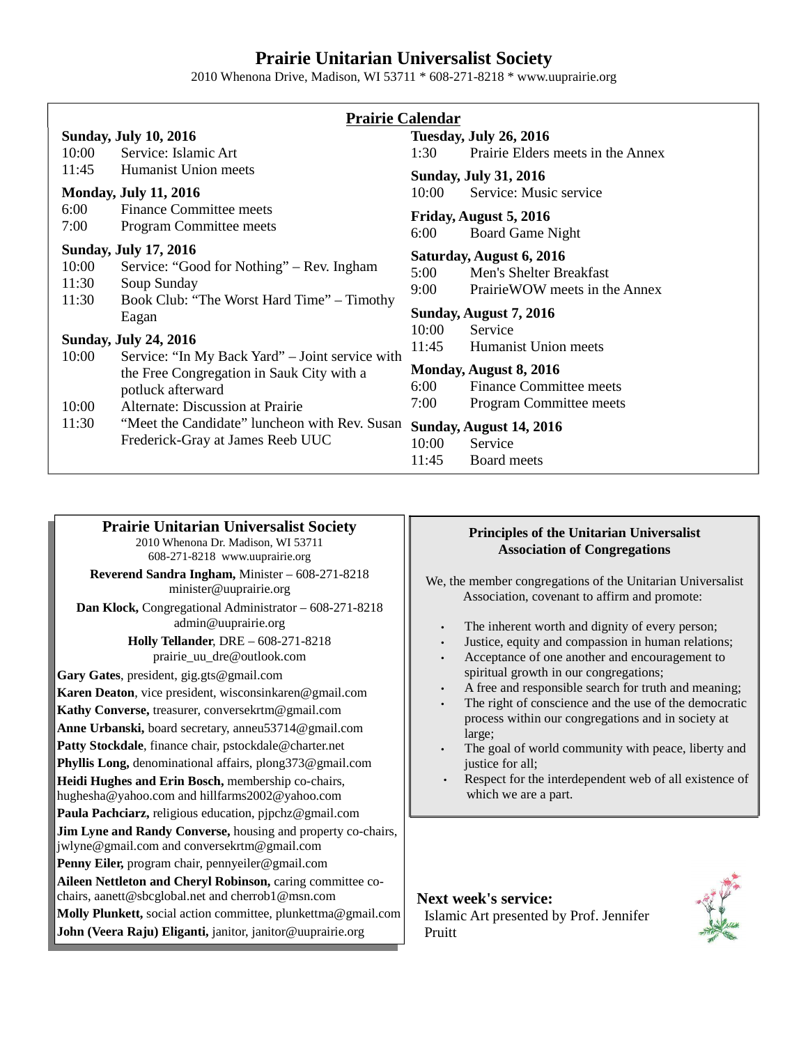# Prairie Unitarian Universalist Society

2010 Whenona Drive, Madison, WI 53711 * 608-271-8218 * www.uuprairie.org

## Prairie Calendar

**Sunday, July 10, 2016**
10:00 Service: Islamic Art
11:45 Humanist Union meets

**Monday, July 11, 2016**
6:00 Finance Committee meets
7:00 Program Committee meets

**Sunday, July 17, 2016**
10:00 Service: "Good for Nothing" – Rev. Ingham
11:30 Soup Sunday
11:30 Book Club: "The Worst Hard Time" – Timothy Eagan

**Sunday, July 24, 2016**
10:00 Service: "In My Back Yard" – Joint service with the Free Congregation in Sauk City with a potluck afterward
10:00 Alternate: Discussion at Prairie
11:30 "Meet the Candidate" luncheon with Rev. Susan Frederick-Gray at James Reeb UUC

**Tuesday, July 26, 2016**
1:30 Prairie Elders meets in the Annex

**Sunday, July 31, 2016**
10:00 Service: Music service

**Friday, August 5, 2016**
6:00 Board Game Night

**Saturday, August 6, 2016**
5:00 Men's Shelter Breakfast
9:00 PrairieWOW meets in the Annex

**Sunday, August 7, 2016**
10:00 Service
11:45 Humanist Union meets

**Monday, August 8, 2016**
6:00 Finance Committee meets
7:00 Program Committee meets

**Sunday, August 14, 2016**
10:00 Service
11:45 Board meets

---

### Prairie Unitarian Universalist Society

2010 Whenona Dr. Madison, WI 53711
608-271-8218 www.uuprairie.org

**Reverend Sandra Ingham,** Minister – 608-271-8218
minister@uuprairie.org

**Dan Klock,** Congregational Administrator – 608-271-8218
admin@uuprairie.org

**Holly Tellander**, DRE – 608-271-8218
prairie_uu_dre@outlook.com

**Gary Gates**, president, gig.gts@gmail.com
**Karen Deaton**, vice president, wisconsinkaren@gmail.com
**Kathy Converse,** treasurer, conversekrtm@gmail.com
**Anne Urbanski,** board secretary, anneu53714@gmail.com
**Patty Stockdale**, finance chair, pstockdale@charter.net
**Phyllis Long,** denominational affairs, plong373@gmail.com
**Heidi Hughes and Erin Bosch,** membership co-chairs, hughesha@yahoo.com and hillfarms2002@yahoo.com
**Paula Pachciarz,** religious education, pjpchz@gmail.com
**Jim Lyne and Randy Converse,** housing and property co-chairs, jwlyne@gmail.com and conversekrtm@gmail.com
**Penny Eiler,** program chair, pennyeiler@gmail.com
**Aileen Nettleton and Cheryl Robinson,** caring committee co-chairs, aanett@sbcglobal.net and cherrob1@msn.com
**Molly Plunkett,** social action committee, plunkettma@gmail.com
**John (Veera Raju) Eliganti,** janitor, janitor@uuprairie.org

### Principles of the Unitarian Universalist Association of Congregations

We, the member congregations of the Unitarian Universalist Association, covenant to affirm and promote:

- The inherent worth and dignity of every person;
- Justice, equity and compassion in human relations;
- Acceptance of one another and encouragement to spiritual growth in our congregations;
- A free and responsible search for truth and meaning;
- The right of conscience and the use of the democratic process within our congregations and in society at large;
- The goal of world community with peace, liberty and justice for all;
- Respect for the interdependent web of all existence of which we are a part.

**Next week's service:**
Islamic Art presented by Prof. Jennifer Pruitt